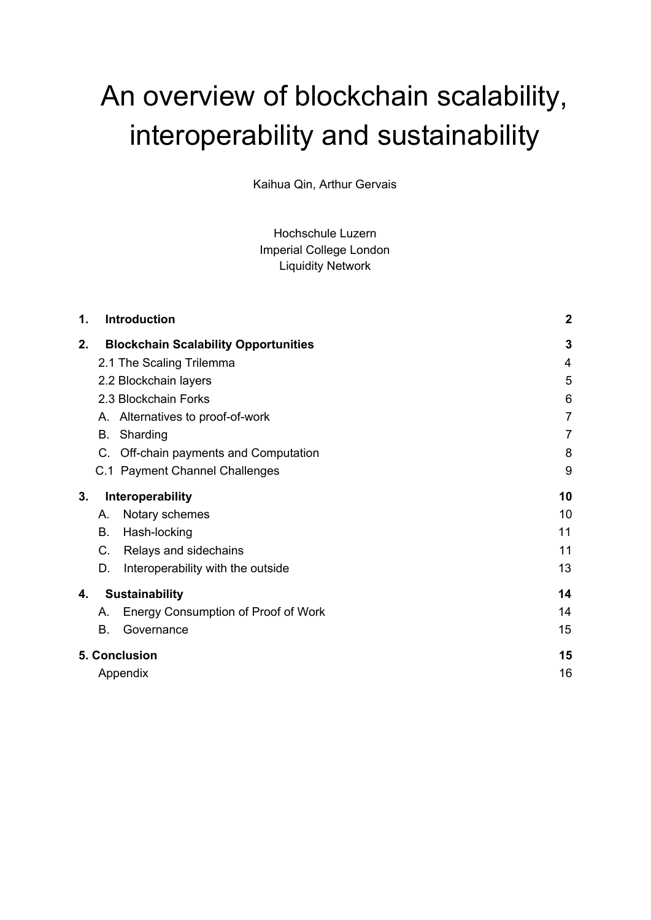# An overview of blockchain scalability, interoperability and sustainability

Kaihua Qin, Arthur Gervais

Hochschule Luzern
Imperial College London
Liquidity Network

| | |
|---|---|
| **1. Introduction** | **2** |
| **2. Blockchain Scalability Opportunities** | **3** |
| 2.1 The Scaling Trilemma | 4 |
| 2.2 Blockchain layers | 5 |
| 2.3 Blockchain Forks | 6 |
| A. Alternatives to proof-of-work | 7 |
| B. Sharding | 7 |
| C. Off-chain payments and Computation | 8 |
| C.1 Payment Channel Challenges | 9 |
| **3. Interoperability** | **10** |
| A. Notary schemes | 10 |
| B. Hash-locking | 11 |
| C. Relays and sidechains | 11 |
| D. Interoperability with the outside | 13 |
| **4. Sustainability** | **14** |
| A. Energy Consumption of Proof of Work | 14 |
| B. Governance | 15 |
| **5. Conclusion** | **15** |
| Appendix | 16 |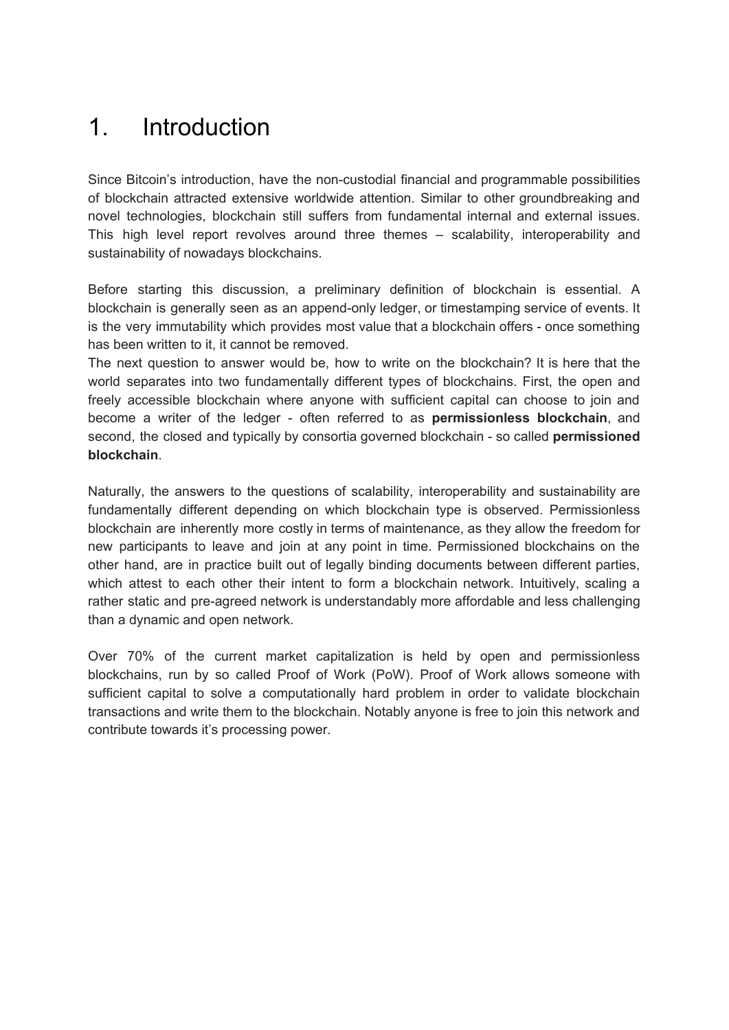# 1. Introduction

Since Bitcoin's introduction, have the non-custodial financial and programmable possibilities of blockchain attracted extensive worldwide attention. Similar to other groundbreaking and novel technologies, blockchain still suffers from fundamental internal and external issues. This high level report revolves around three themes – scalability, interoperability and sustainability of nowadays blockchains.

Before starting this discussion, a preliminary definition of blockchain is essential. A blockchain is generally seen as an append-only ledger, or timestamping service of events. It is the very immutability which provides most value that a blockchain offers - once something has been written to it, it cannot be removed.
The next question to answer would be, how to write on the blockchain? It is here that the world separates into two fundamentally different types of blockchains. First, the open and freely accessible blockchain where anyone with sufficient capital can choose to join and become a writer of the ledger - often referred to as **permissionless blockchain**, and second, the closed and typically by consortia governed blockchain - so called **permissioned blockchain**.

Naturally, the answers to the questions of scalability, interoperability and sustainability are fundamentally different depending on which blockchain type is observed. Permissionless blockchain are inherently more costly in terms of maintenance, as they allow the freedom for new participants to leave and join at any point in time. Permissioned blockchains on the other hand, are in practice built out of legally binding documents between different parties, which attest to each other their intent to form a blockchain network. Intuitively, scaling a rather static and pre-agreed network is understandably more affordable and less challenging than a dynamic and open network.

Over 70% of the current market capitalization is held by open and permissionless blockchains, run by so called Proof of Work (PoW). Proof of Work allows someone with sufficient capital to solve a computationally hard problem in order to validate blockchain transactions and write them to the blockchain. Notably anyone is free to join this network and contribute towards it's processing power.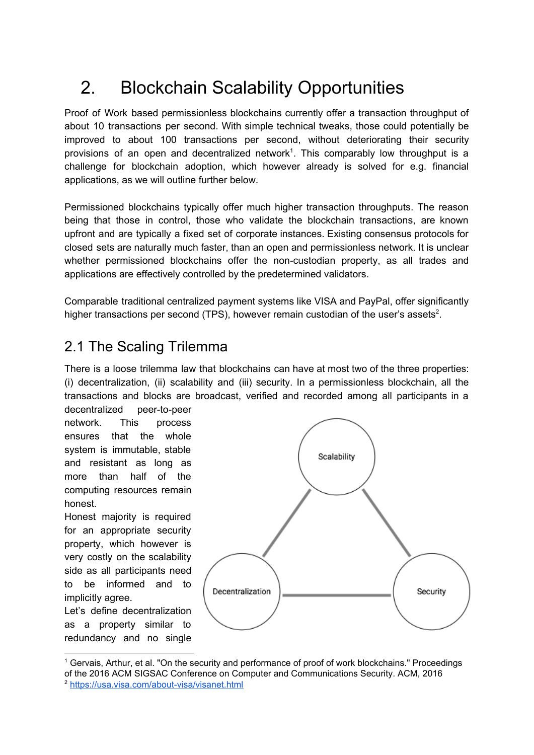# 2. Blockchain Scalability Opportunities

Proof of Work based permissionless blockchains currently offer a transaction throughput of about 10 transactions per second. With simple technical tweaks, those could potentially be improved to about 100 transactions per second, without deteriorating their security provisions of an open and decentralized network[1]. This comparably low throughput is a challenge for blockchain adoption, which however already is solved for e.g. financial applications, as we will outline further below.

Permissioned blockchains typically offer much higher transaction throughputs. The reason being that those in control, those who validate the blockchain transactions, are known upfront and are typically a fixed set of corporate instances. Existing consensus protocols for closed sets are naturally much faster, than an open and permissionless network. It is unclear whether permissioned blockchains offer the non-custodian property, as all trades and applications are effectively controlled by the predetermined validators.

Comparable traditional centralized payment systems like VISA and PayPal, offer significantly higher transactions per second (TPS), however remain custodian of the user's assets[2].

## 2.1 The Scaling Trilemma

There is a loose trilemma law that blockchains can have at most two of the three properties: (i) decentralization, (ii) scalability and (iii) security. In a permissionless blockchain, all the transactions and blocks are broadcast, verified and recorded among all participants in a decentralized peer-to-peer network. This process ensures that the whole system is immutable, stable and resistant as long as more than half of the computing resources remain honest.

Honest majority is required for an appropriate security property, which however is very costly on the scalability side as all participants need to be informed and to implicitly agree.

Let's define decentralization as a property similar to redundancy and no single

---

[1] Gervais, Arthur, et al. "On the security and performance of proof of work blockchains." Proceedings of the 2016 ACM SIGSAC Conference on Computer and Communications Security. ACM, 2016

[2] https://usa.visa.com/about-visa/visanet.html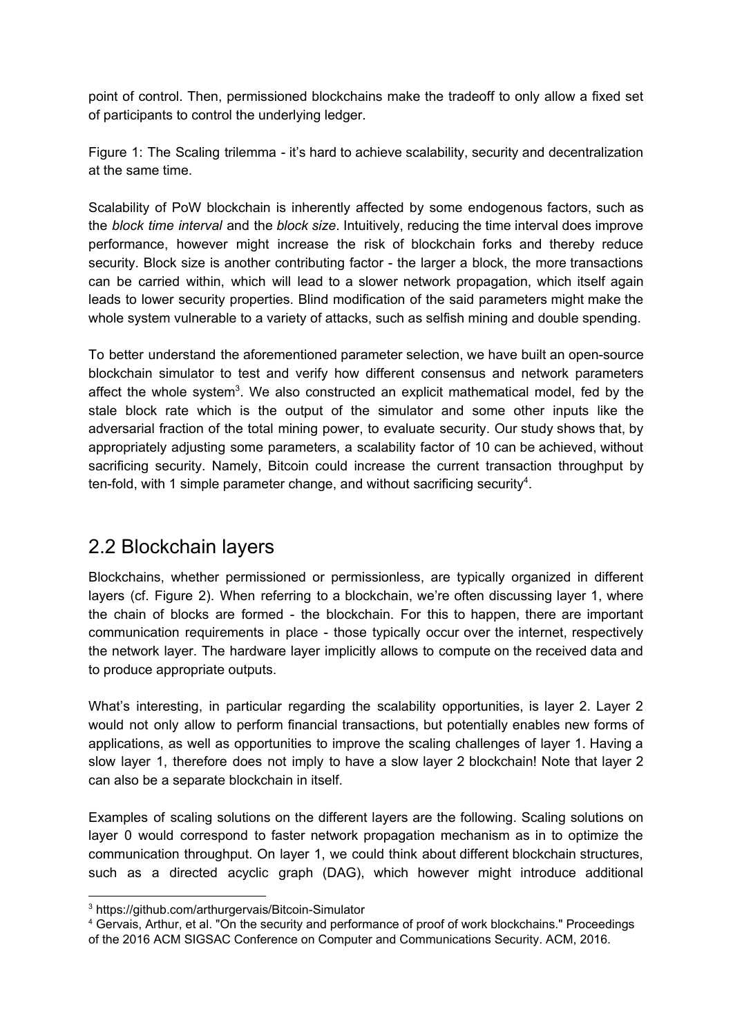point of control. Then, permissioned blockchains make the tradeoff to only allow a fixed set of participants to control the underlying ledger.

Figure 1: The Scaling trilemma - it's hard to achieve scalability, security and decentralization at the same time.

Scalability of PoW blockchain is inherently affected by some endogenous factors, such as the *block time interval* and the *block size*. Intuitively, reducing the time interval does improve performance, however might increase the risk of blockchain forks and thereby reduce security. Block size is another contributing factor - the larger a block, the more transactions can be carried within, which will lead to a slower network propagation, which itself again leads to lower security properties. Blind modification of the said parameters might make the whole system vulnerable to a variety of attacks, such as selfish mining and double spending.

To better understand the aforementioned parameter selection, we have built an open-source blockchain simulator to test and verify how different consensus and network parameters affect the whole system[3]. We also constructed an explicit mathematical model, fed by the stale block rate which is the output of the simulator and some other inputs like the adversarial fraction of the total mining power, to evaluate security. Our study shows that, by appropriately adjusting some parameters, a scalability factor of 10 can be achieved, without sacrificing security. Namely, Bitcoin could increase the current transaction throughput by ten-fold, with 1 simple parameter change, and without sacrificing security[4].

## 2.2 Blockchain layers

Blockchains, whether permissioned or permissionless, are typically organized in different layers (cf. Figure 2). When referring to a blockchain, we're often discussing layer 1, where the chain of blocks are formed - the blockchain. For this to happen, there are important communication requirements in place - those typically occur over the internet, respectively the network layer. The hardware layer implicitly allows to compute on the received data and to produce appropriate outputs.

What's interesting, in particular regarding the scalability opportunities, is layer 2. Layer 2 would not only allow to perform financial transactions, but potentially enables new forms of applications, as well as opportunities to improve the scaling challenges of layer 1. Having a slow layer 1, therefore does not imply to have a slow layer 2 blockchain! Note that layer 2 can also be a separate blockchain in itself.

Examples of scaling solutions on the different layers are the following. Scaling solutions on layer 0 would correspond to faster network propagation mechanism as in to optimize the communication throughput. On layer 1, we could think about different blockchain structures, such as a directed acyclic graph (DAG), which however might introduce additional

---

[3] https://github.com/arthurgervais/Bitcoin-Simulator

[4] Gervais, Arthur, et al. "On the security and performance of proof of work blockchains." Proceedings of the 2016 ACM SIGSAC Conference on Computer and Communications Security. ACM, 2016.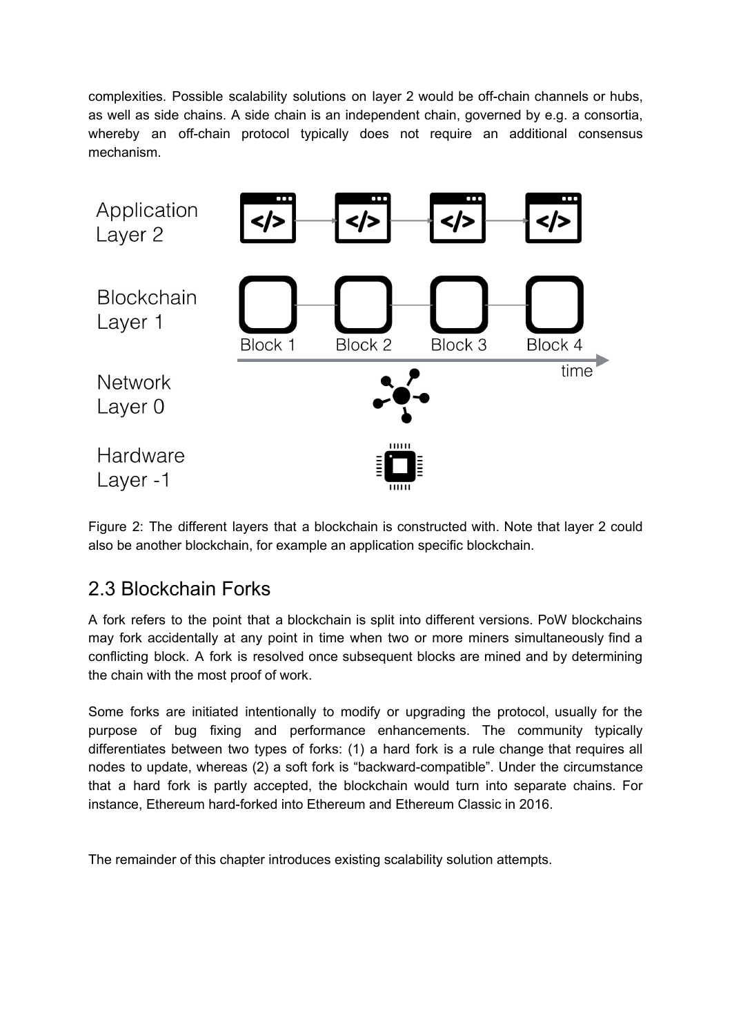complexities. Possible scalability solutions on layer 2 would be off-chain channels or hubs, as well as side chains. A side chain is an independent chain, governed by e.g. a consortia, whereby an off-chain protocol typically does not require an additional consensus mechanism.

Figure 2: The different layers that a blockchain is constructed with. Note that layer 2 could also be another blockchain, for example an application specific blockchain.

## 2.3 Blockchain Forks

A fork refers to the point that a blockchain is split into different versions. PoW blockchains may fork accidentally at any point in time when two or more miners simultaneously find a conflicting block. A fork is resolved once subsequent blocks are mined and by determining the chain with the most proof of work.

Some forks are initiated intentionally to modify or upgrading the protocol, usually for the purpose of bug fixing and performance enhancements. The community typically differentiates between two types of forks: (1) a hard fork is a rule change that requires all nodes to update, whereas (2) a soft fork is "backward-compatible". Under the circumstance that a hard fork is partly accepted, the blockchain would turn into separate chains. For instance, Ethereum hard-forked into Ethereum and Ethereum Classic in 2016.

The remainder of this chapter introduces existing scalability solution attempts.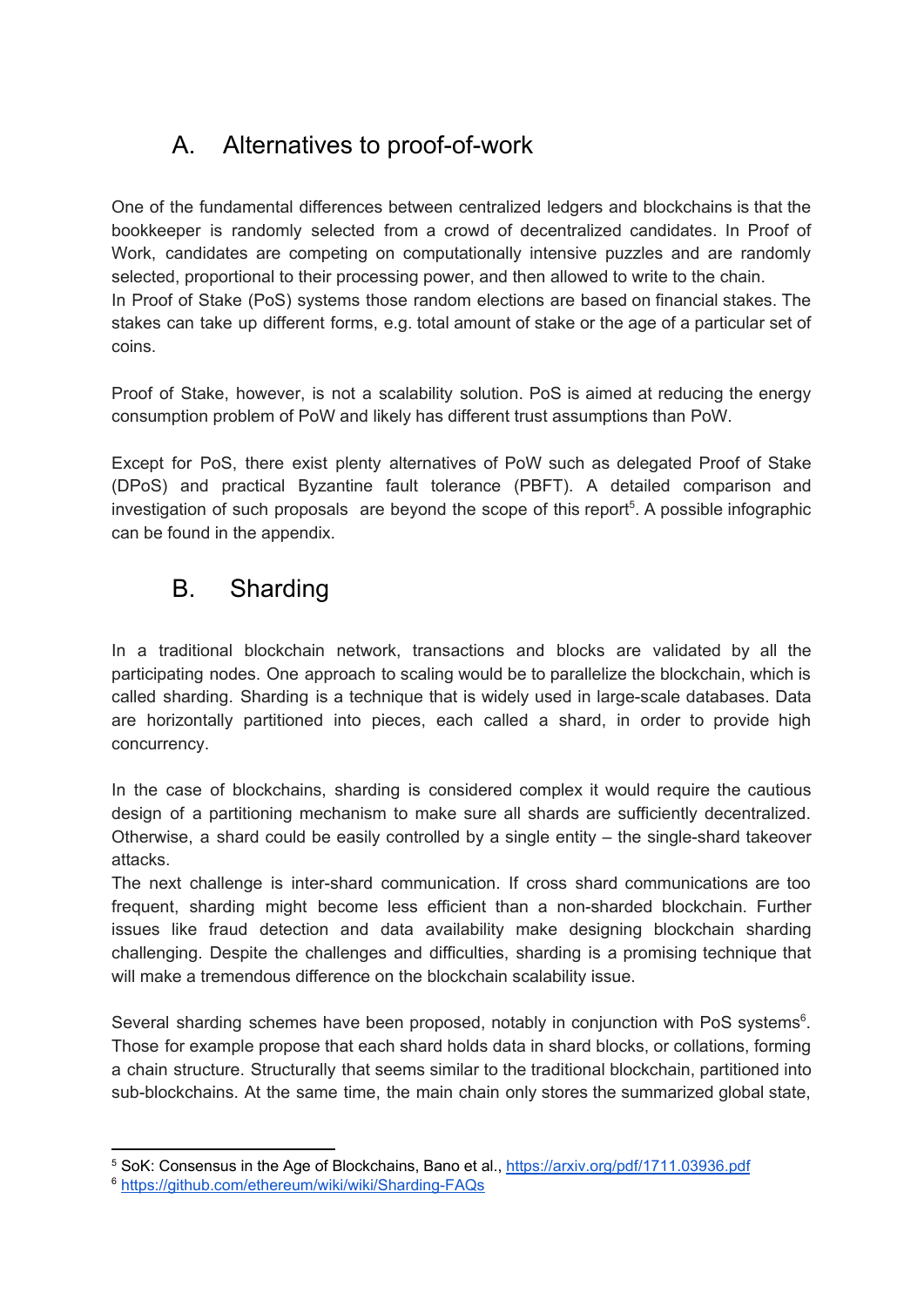## A. Alternatives to proof-of-work

One of the fundamental differences between centralized ledgers and blockchains is that the bookkeeper is randomly selected from a crowd of decentralized candidates. In Proof of Work, candidates are competing on computationally intensive puzzles and are randomly selected, proportional to their processing power, and then allowed to write to the chain.
In Proof of Stake (PoS) systems those random elections are based on financial stakes. The stakes can take up different forms, e.g. total amount of stake or the age of a particular set of coins.

Proof of Stake, however, is not a scalability solution. PoS is aimed at reducing the energy consumption problem of PoW and likely has different trust assumptions than PoW.

Except for PoS, there exist plenty alternatives of PoW such as delegated Proof of Stake (DPoS) and practical Byzantine fault tolerance (PBFT). A detailed comparison and investigation of such proposals are beyond the scope of this report[5]. A possible infographic can be found in the appendix.

## B. Sharding

In a traditional blockchain network, transactions and blocks are validated by all the participating nodes. One approach to scaling would be to parallelize the blockchain, which is called sharding. Sharding is a technique that is widely used in large-scale databases. Data are horizontally partitioned into pieces, each called a shard, in order to provide high concurrency.

In the case of blockchains, sharding is considered complex it would require the cautious design of a partitioning mechanism to make sure all shards are sufficiently decentralized. Otherwise, a shard could be easily controlled by a single entity – the single-shard takeover attacks.
The next challenge is inter-shard communication. If cross shard communications are too frequent, sharding might become less efficient than a non-sharded blockchain. Further issues like fraud detection and data availability make designing blockchain sharding challenging. Despite the challenges and difficulties, sharding is a promising technique that will make a tremendous difference on the blockchain scalability issue.

Several sharding schemes have been proposed, notably in conjunction with PoS systems[6]. Those for example propose that each shard holds data in shard blocks, or collations, forming a chain structure. Structurally that seems similar to the traditional blockchain, partitioned into sub-blockchains. At the same time, the main chain only stores the summarized global state,

[5] SoK: Consensus in the Age of Blockchains, Bano et al., https://arxiv.org/pdf/1711.03936.pdf

[6] https://github.com/ethereum/wiki/wiki/Sharding-FAQs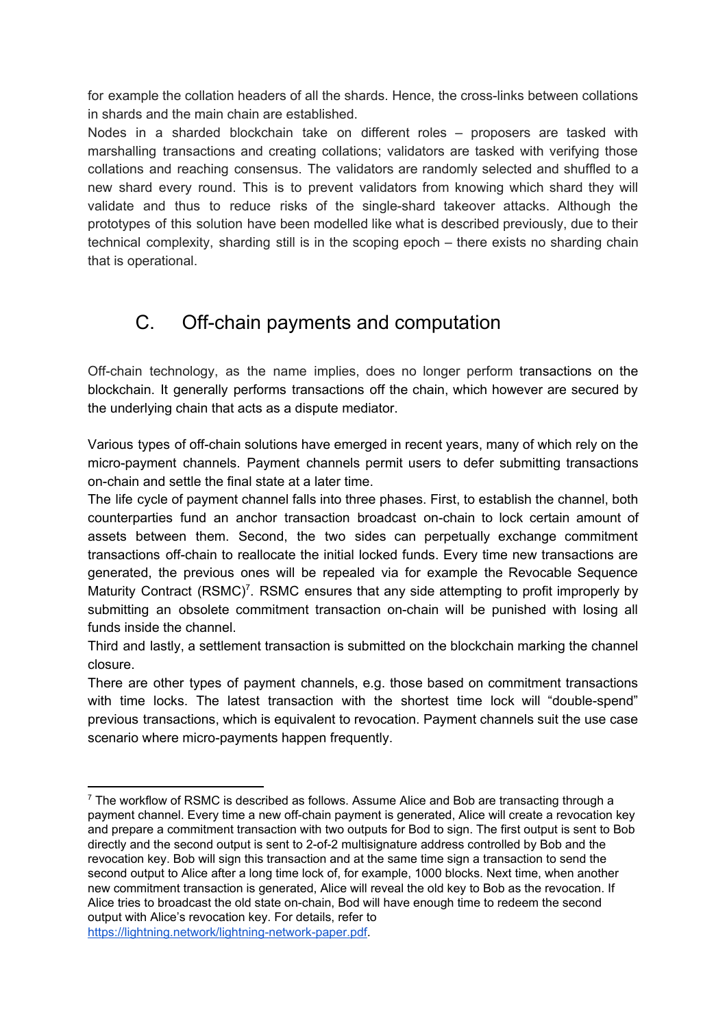for example the collation headers of all the shards. Hence, the cross-links between collations in shards and the main chain are established.

Nodes in a sharded blockchain take on different roles – proposers are tasked with marshalling transactions and creating collations; validators are tasked with verifying those collations and reaching consensus. The validators are randomly selected and shuffled to a new shard every round. This is to prevent validators from knowing which shard they will validate and thus to reduce risks of the single-shard takeover attacks. Although the prototypes of this solution have been modelled like what is described previously, due to their technical complexity, sharding still is in the scoping epoch – there exists no sharding chain that is operational.

## C. Off-chain payments and computation

Off-chain technology, as the name implies, does no longer perform transactions on the blockchain. It generally performs transactions off the chain, which however are secured by the underlying chain that acts as a dispute mediator.

Various types of off-chain solutions have emerged in recent years, many of which rely on the micro-payment channels. Payment channels permit users to defer submitting transactions on-chain and settle the final state at a later time.

The life cycle of payment channel falls into three phases. First, to establish the channel, both counterparties fund an anchor transaction broadcast on-chain to lock certain amount of assets between them. Second, the two sides can perpetually exchange commitment transactions off-chain to reallocate the initial locked funds. Every time new transactions are generated, the previous ones will be repealed via for example the Revocable Sequence Maturity Contract (RSMC)[7]. RSMC ensures that any side attempting to profit improperly by submitting an obsolete commitment transaction on-chain will be punished with losing all funds inside the channel.

Third and lastly, a settlement transaction is submitted on the blockchain marking the channel closure.

There are other types of payment channels, e.g. those based on commitment transactions with time locks. The latest transaction with the shortest time lock will "double-spend" previous transactions, which is equivalent to revocation. Payment channels suit the use case scenario where micro-payments happen frequently.

---

[7] The workflow of RSMC is described as follows. Assume Alice and Bob are transacting through a payment channel. Every time a new off-chain payment is generated, Alice will create a revocation key and prepare a commitment transaction with two outputs for Bod to sign. The first output is sent to Bob directly and the second output is sent to 2-of-2 multisignature address controlled by Bob and the revocation key. Bob will sign this transaction and at the same time sign a transaction to send the second output to Alice after a long time lock of, for example, 1000 blocks. Next time, when another new commitment transaction is generated, Alice will reveal the old key to Bob as the revocation. If Alice tries to broadcast the old state on-chain, Bod will have enough time to redeem the second output with Alice's revocation key. For details, refer to https://lightning.network/lightning-network-paper.pdf.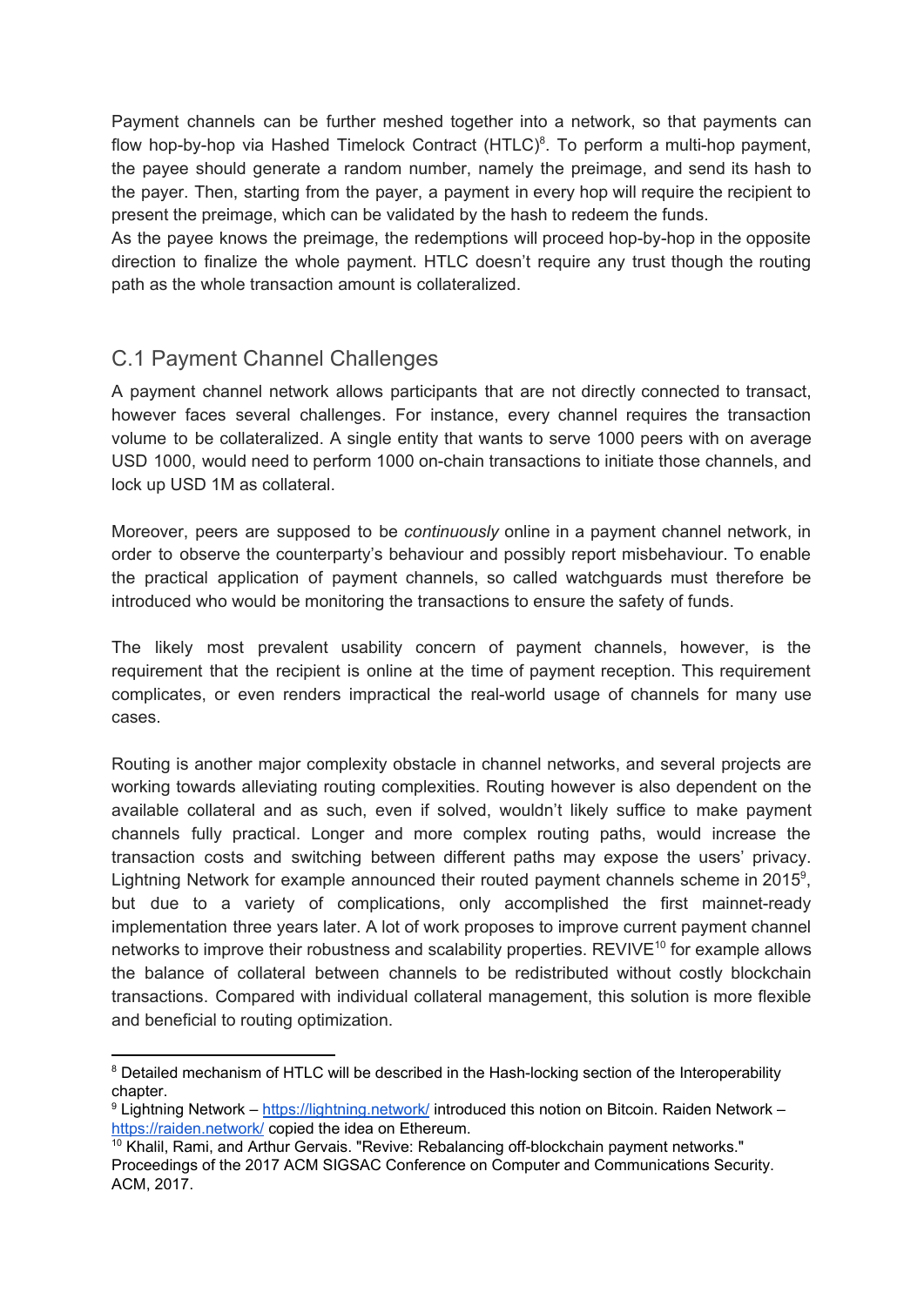Payment channels can be further meshed together into a network, so that payments can flow hop-by-hop via Hashed Timelock Contract (HTLC)[8]. To perform a multi-hop payment, the payee should generate a random number, namely the preimage, and send its hash to the payer. Then, starting from the payer, a payment in every hop will require the recipient to present the preimage, which can be validated by the hash to redeem the funds.
As the payee knows the preimage, the redemptions will proceed hop-by-hop in the opposite direction to finalize the whole payment. HTLC doesn't require any trust though the routing path as the whole transaction amount is collateralized.

## C.1 Payment Channel Challenges

A payment channel network allows participants that are not directly connected to transact, however faces several challenges. For instance, every channel requires the transaction volume to be collateralized. A single entity that wants to serve 1000 peers with on average USD 1000, would need to perform 1000 on-chain transactions to initiate those channels, and lock up USD 1M as collateral.

Moreover, peers are supposed to be *continuously* online in a payment channel network, in order to observe the counterparty's behaviour and possibly report misbehaviour. To enable the practical application of payment channels, so called watchguards must therefore be introduced who would be monitoring the transactions to ensure the safety of funds.

The likely most prevalent usability concern of payment channels, however, is the requirement that the recipient is online at the time of payment reception. This requirement complicates, or even renders impractical the real-world usage of channels for many use cases.

Routing is another major complexity obstacle in channel networks, and several projects are working towards alleviating routing complexities. Routing however is also dependent on the available collateral and as such, even if solved, wouldn't likely suffice to make payment channels fully practical. Longer and more complex routing paths, would increase the transaction costs and switching between different paths may expose the users' privacy. Lightning Network for example announced their routed payment channels scheme in 2015[9], but due to a variety of complications, only accomplished the first mainnet-ready implementation three years later. A lot of work proposes to improve current payment channel networks to improve their robustness and scalability properties. REVIVE[10] for example allows the balance of collateral between channels to be redistributed without costly blockchain transactions. Compared with individual collateral management, this solution is more flexible and beneficial to routing optimization.

---

[8] Detailed mechanism of HTLC will be described in the Hash-locking section of the Interoperability chapter.

[9] Lightning Network – https://lightning.network/ introduced this notion on Bitcoin. Raiden Network – https://raiden.network/ copied the idea on Ethereum.

[10] Khalil, Rami, and Arthur Gervais. "Revive: Rebalancing off-blockchain payment networks." Proceedings of the 2017 ACM SIGSAC Conference on Computer and Communications Security. ACM, 2017.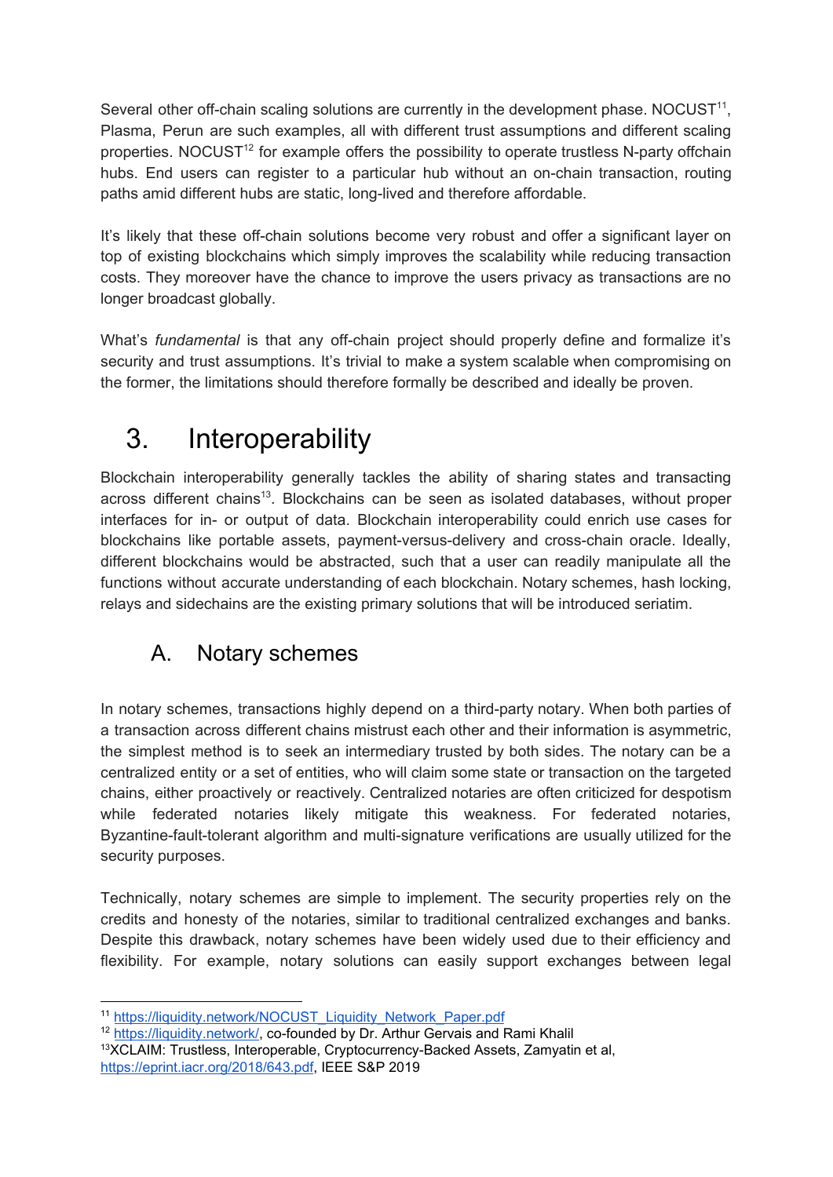Several other off-chain scaling solutions are currently in the development phase. NOCUST[11], Plasma, Perun are such examples, all with different trust assumptions and different scaling properties. NOCUST[12] for example offers the possibility to operate trustless N-party offchain hubs. End users can register to a particular hub without an on-chain transaction, routing paths amid different hubs are static, long-lived and therefore affordable.

It's likely that these off-chain solutions become very robust and offer a significant layer on top of existing blockchains which simply improves the scalability while reducing transaction costs. They moreover have the chance to improve the users privacy as transactions are no longer broadcast globally.

What's *fundamental* is that any off-chain project should properly define and formalize it's security and trust assumptions. It's trivial to make a system scalable when compromising on the former, the limitations should therefore formally be described and ideally be proven.

# 3. Interoperability

Blockchain interoperability generally tackles the ability of sharing states and transacting across different chains[13]. Blockchains can be seen as isolated databases, without proper interfaces for in- or output of data. Blockchain interoperability could enrich use cases for blockchains like portable assets, payment-versus-delivery and cross-chain oracle. Ideally, different blockchains would be abstracted, such that a user can readily manipulate all the functions without accurate understanding of each blockchain. Notary schemes, hash locking, relays and sidechains are the existing primary solutions that will be introduced seriatim.

## A. Notary schemes

In notary schemes, transactions highly depend on a third-party notary. When both parties of a transaction across different chains mistrust each other and their information is asymmetric, the simplest method is to seek an intermediary trusted by both sides. The notary can be a centralized entity or a set of entities, who will claim some state or transaction on the targeted chains, either proactively or reactively. Centralized notaries are often criticized for despotism while federated notaries likely mitigate this weakness. For federated notaries, Byzantine-fault-tolerant algorithm and multi-signature verifications are usually utilized for the security purposes.

Technically, notary schemes are simple to implement. The security properties rely on the credits and honesty of the notaries, similar to traditional centralized exchanges and banks. Despite this drawback, notary schemes have been widely used due to their efficiency and flexibility. For example, notary solutions can easily support exchanges between legal

---

[11] https://liquidity.network/NOCUST_Liquidity_Network_Paper.pdf

[12] https://liquidity.network/, co-founded by Dr. Arthur Gervais and Rami Khalil

[13] XCLAIM: Trustless, Interoperable, Cryptocurrency-Backed Assets, Zamyatin et al, https://eprint.iacr.org/2018/643.pdf, IEEE S&P 2019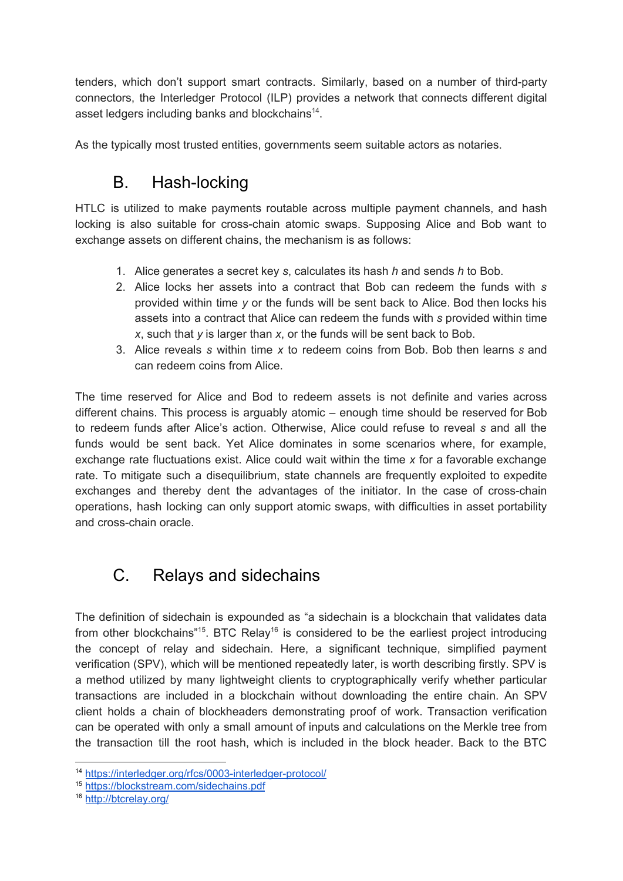tenders, which don't support smart contracts. Similarly, based on a number of third-party connectors, the Interledger Protocol (ILP) provides a network that connects different digital asset ledgers including banks and blockchains[14].

As the typically most trusted entities, governments seem suitable actors as notaries.

## B. Hash-locking

HTLC is utilized to make payments routable across multiple payment channels, and hash locking is also suitable for cross-chain atomic swaps. Supposing Alice and Bob want to exchange assets on different chains, the mechanism is as follows:

1. Alice generates a secret key *s*, calculates its hash *h* and sends *h* to Bob.
2. Alice locks her assets into a contract that Bob can redeem the funds with *s* provided within time *y* or the funds will be sent back to Alice. Bod then locks his assets into a contract that Alice can redeem the funds with *s* provided within time *x*, such that *y* is larger than *x*, or the funds will be sent back to Bob.
3. Alice reveals *s* within time *x* to redeem coins from Bob. Bob then learns *s* and can redeem coins from Alice.

The time reserved for Alice and Bod to redeem assets is not definite and varies across different chains. This process is arguably atomic – enough time should be reserved for Bob to redeem funds after Alice's action. Otherwise, Alice could refuse to reveal *s* and all the funds would be sent back. Yet Alice dominates in some scenarios where, for example, exchange rate fluctuations exist. Alice could wait within the time *x* for a favorable exchange rate. To mitigate such a disequilibrium, state channels are frequently exploited to expedite exchanges and thereby dent the advantages of the initiator. In the case of cross-chain operations, hash locking can only support atomic swaps, with difficulties in asset portability and cross-chain oracle.

## C. Relays and sidechains

The definition of sidechain is expounded as "a sidechain is a blockchain that validates data from other blockchains"[15]. BTC Relay[16] is considered to be the earliest project introducing the concept of relay and sidechain. Here, a significant technique, simplified payment verification (SPV), which will be mentioned repeatedly later, is worth describing firstly. SPV is a method utilized by many lightweight clients to cryptographically verify whether particular transactions are included in a blockchain without downloading the entire chain. An SPV client holds a chain of blockheaders demonstrating proof of work. Transaction verification can be operated with only a small amount of inputs and calculations on the Merkle tree from the transaction till the root hash, which is included in the block header. Back to the BTC

---

[14] https://interledger.org/rfcs/0003-interledger-protocol/
[15] https://blockstream.com/sidechains.pdf
[16] http://btcrelay.org/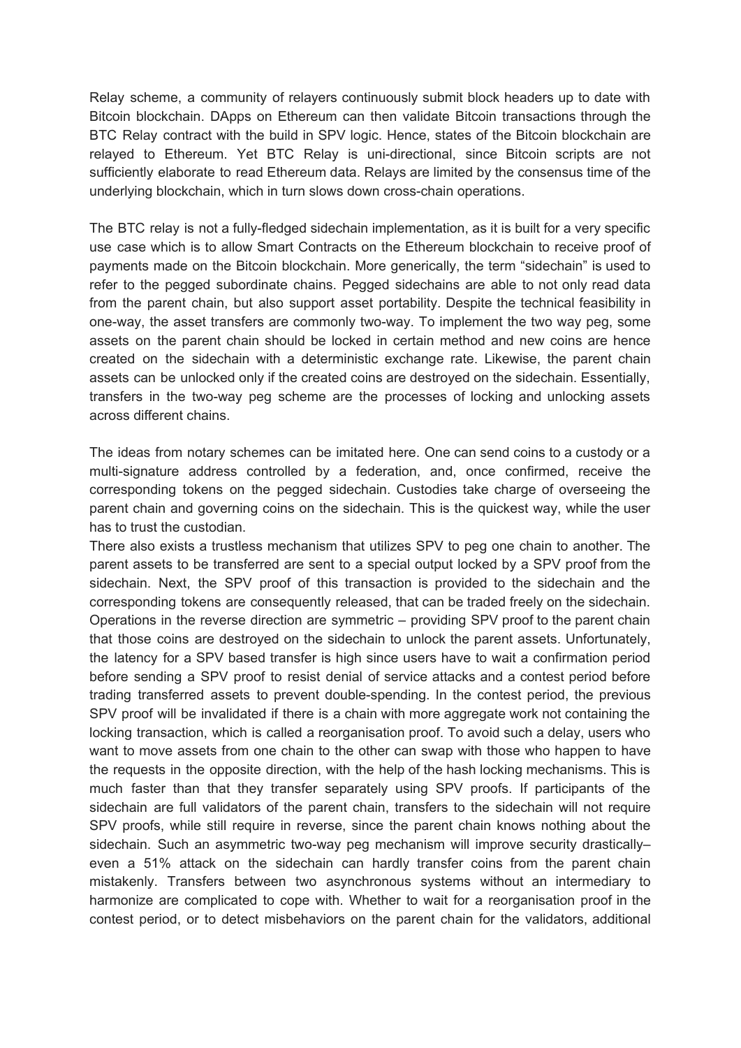Relay scheme, a community of relayers continuously submit block headers up to date with Bitcoin blockchain. DApps on Ethereum can then validate Bitcoin transactions through the BTC Relay contract with the build in SPV logic. Hence, states of the Bitcoin blockchain are relayed to Ethereum. Yet BTC Relay is uni-directional, since Bitcoin scripts are not sufficiently elaborate to read Ethereum data. Relays are limited by the consensus time of the underlying blockchain, which in turn slows down cross-chain operations.

The BTC relay is not a fully-fledged sidechain implementation, as it is built for a very specific use case which is to allow Smart Contracts on the Ethereum blockchain to receive proof of payments made on the Bitcoin blockchain. More generically, the term "sidechain" is used to refer to the pegged subordinate chains. Pegged sidechains are able to not only read data from the parent chain, but also support asset portability. Despite the technical feasibility in one-way, the asset transfers are commonly two-way. To implement the two way peg, some assets on the parent chain should be locked in certain method and new coins are hence created on the sidechain with a deterministic exchange rate. Likewise, the parent chain assets can be unlocked only if the created coins are destroyed on the sidechain. Essentially, transfers in the two-way peg scheme are the processes of locking and unlocking assets across different chains.

The ideas from notary schemes can be imitated here. One can send coins to a custody or a multi-signature address controlled by a federation, and, once confirmed, receive the corresponding tokens on the pegged sidechain. Custodies take charge of overseeing the parent chain and governing coins on the sidechain. This is the quickest way, while the user has to trust the custodian.

There also exists a trustless mechanism that utilizes SPV to peg one chain to another. The parent assets to be transferred are sent to a special output locked by a SPV proof from the sidechain. Next, the SPV proof of this transaction is provided to the sidechain and the corresponding tokens are consequently released, that can be traded freely on the sidechain. Operations in the reverse direction are symmetric – providing SPV proof to the parent chain that those coins are destroyed on the sidechain to unlock the parent assets. Unfortunately, the latency for a SPV based transfer is high since users have to wait a confirmation period before sending a SPV proof to resist denial of service attacks and a contest period before trading transferred assets to prevent double-spending. In the contest period, the previous SPV proof will be invalidated if there is a chain with more aggregate work not containing the locking transaction, which is called a reorganisation proof. To avoid such a delay, users who want to move assets from one chain to the other can swap with those who happen to have the requests in the opposite direction, with the help of the hash locking mechanisms. This is much faster than that they transfer separately using SPV proofs. If participants of the sidechain are full validators of the parent chain, transfers to the sidechain will not require SPV proofs, while still require in reverse, since the parent chain knows nothing about the sidechain. Such an asymmetric two-way peg mechanism will improve security drastically– even a 51% attack on the sidechain can hardly transfer coins from the parent chain mistakenly. Transfers between two asynchronous systems without an intermediary to harmonize are complicated to cope with. Whether to wait for a reorganisation proof in the contest period, or to detect misbehaviors on the parent chain for the validators, additional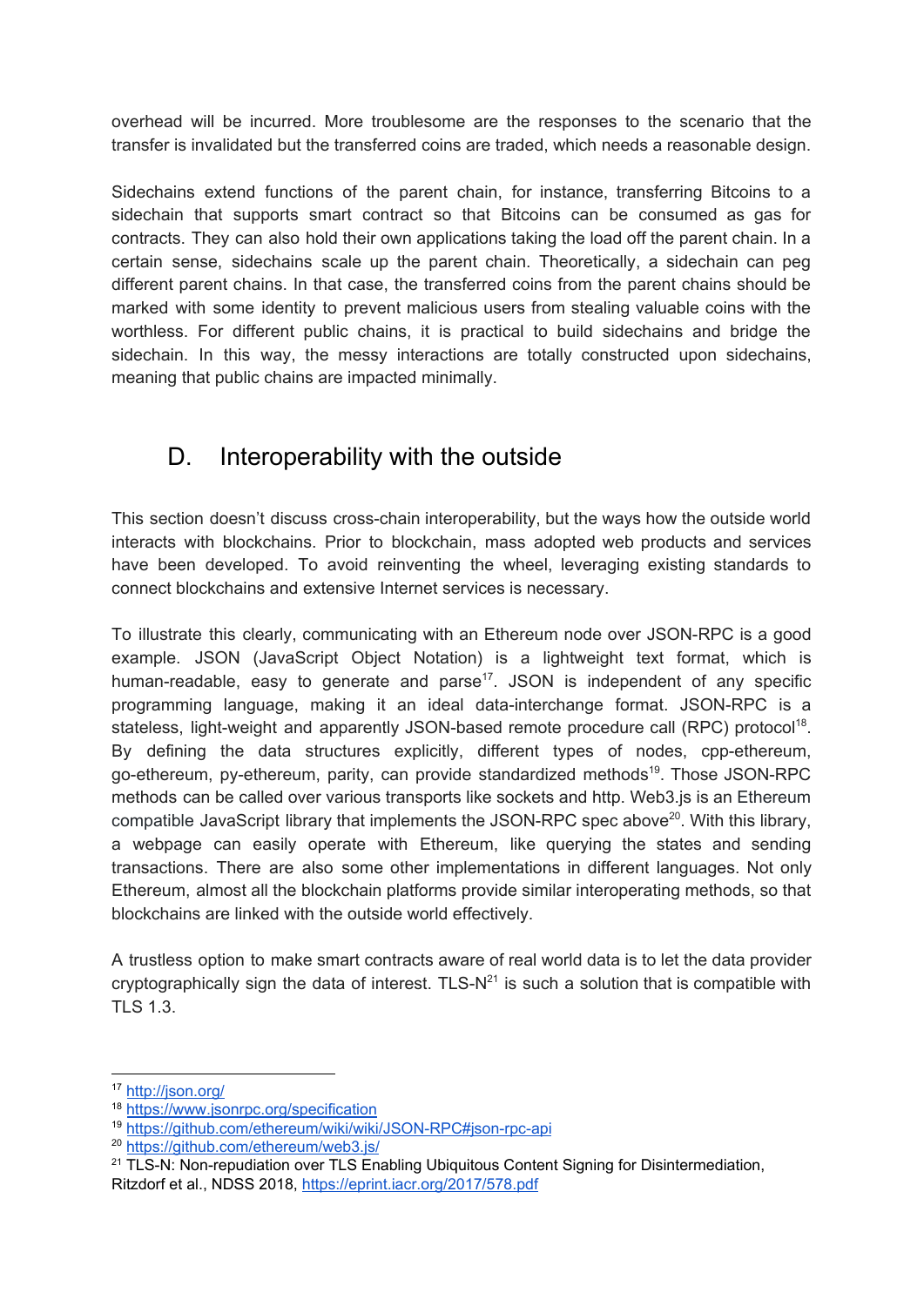overhead will be incurred. More troublesome are the responses to the scenario that the transfer is invalidated but the transferred coins are traded, which needs a reasonable design.

Sidechains extend functions of the parent chain, for instance, transferring Bitcoins to a sidechain that supports smart contract so that Bitcoins can be consumed as gas for contracts. They can also hold their own applications taking the load off the parent chain. In a certain sense, sidechains scale up the parent chain. Theoretically, a sidechain can peg different parent chains. In that case, the transferred coins from the parent chains should be marked with some identity to prevent malicious users from stealing valuable coins with the worthless. For different public chains, it is practical to build sidechains and bridge the sidechain. In this way, the messy interactions are totally constructed upon sidechains, meaning that public chains are impacted minimally.

## D. Interoperability with the outside

This section doesn't discuss cross-chain interoperability, but the ways how the outside world interacts with blockchains. Prior to blockchain, mass adopted web products and services have been developed. To avoid reinventing the wheel, leveraging existing standards to connect blockchains and extensive Internet services is necessary.

To illustrate this clearly, communicating with an Ethereum node over JSON-RPC is a good example. JSON (JavaScript Object Notation) is a lightweight text format, which is human-readable, easy to generate and parse[17]. JSON is independent of any specific programming language, making it an ideal data-interchange format. JSON-RPC is a stateless, light-weight and apparently JSON-based remote procedure call (RPC) protocol[18]. By defining the data structures explicitly, different types of nodes, cpp-ethereum, go-ethereum, py-ethereum, parity, can provide standardized methods[19]. Those JSON-RPC methods can be called over various transports like sockets and http. Web3.js is an Ethereum compatible JavaScript library that implements the JSON-RPC spec above[20]. With this library, a webpage can easily operate with Ethereum, like querying the states and sending transactions. There are also some other implementations in different languages. Not only Ethereum, almost all the blockchain platforms provide similar interoperating methods, so that blockchains are linked with the outside world effectively.

A trustless option to make smart contracts aware of real world data is to let the data provider cryptographically sign the data of interest. TLS-N[21] is such a solution that is compatible with TLS 1.3.

---

[17] http://json.org/

[18] https://www.jsonrpc.org/specification

[19] https://github.com/ethereum/wiki/wiki/JSON-RPC#json-rpc-api

[20] https://github.com/ethereum/web3.js/

[21] TLS-N: Non-repudiation over TLS Enabling Ubiquitous Content Signing for Disintermediation, Ritzdorf et al., NDSS 2018, https://eprint.iacr.org/2017/578.pdf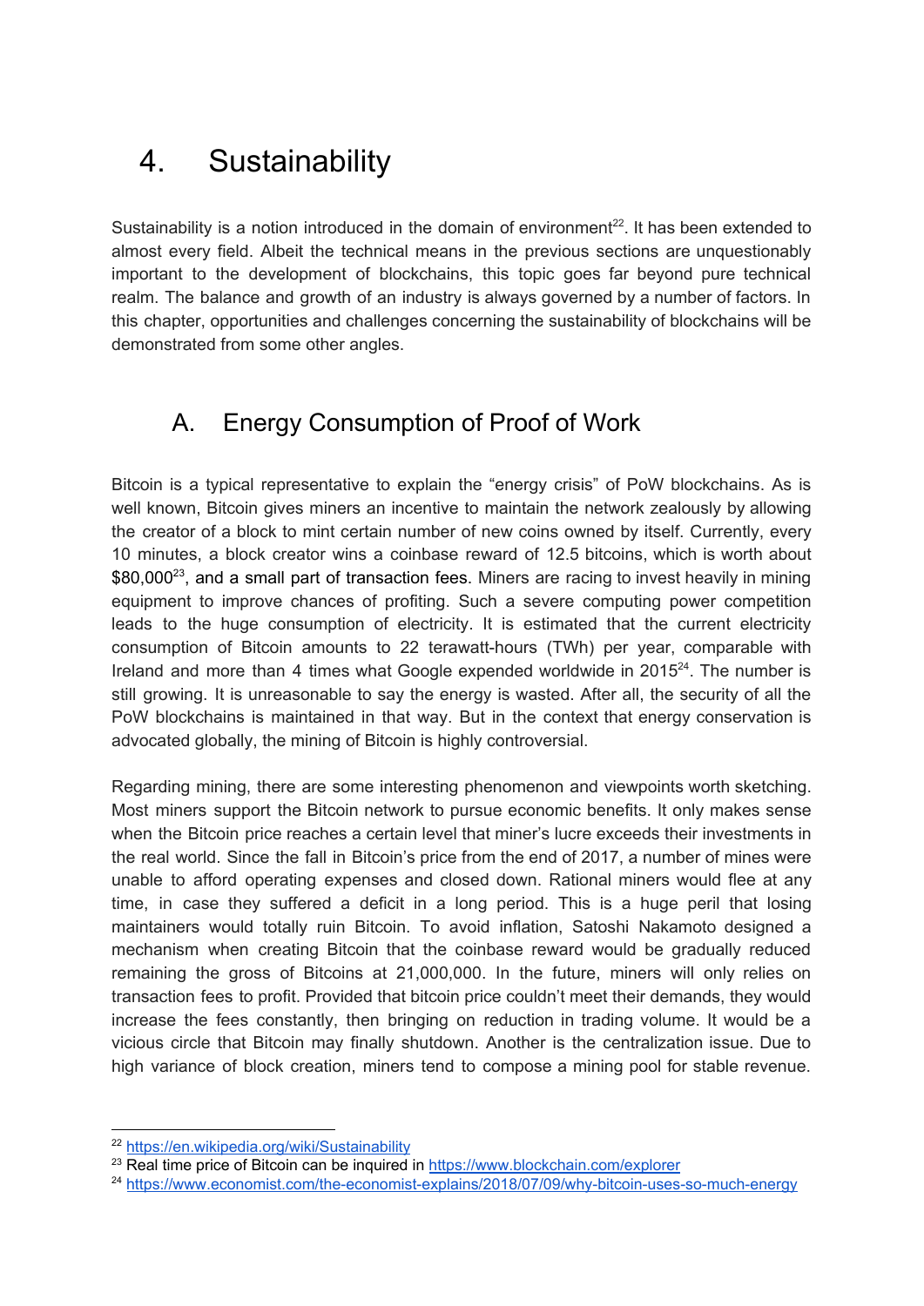# 4. Sustainability

Sustainability is a notion introduced in the domain of environment[22]. It has been extended to almost every field. Albeit the technical means in the previous sections are unquestionably important to the development of blockchains, this topic goes far beyond pure technical realm. The balance and growth of an industry is always governed by a number of factors. In this chapter, opportunities and challenges concerning the sustainability of blockchains will be demonstrated from some other angles.

## A. Energy Consumption of Proof of Work

Bitcoin is a typical representative to explain the "energy crisis" of PoW blockchains. As is well known, Bitcoin gives miners an incentive to maintain the network zealously by allowing the creator of a block to mint certain number of new coins owned by itself. Currently, every 10 minutes, a block creator wins a coinbase reward of 12.5 bitcoins, which is worth about \$80,000[23], and a small part of transaction fees. Miners are racing to invest heavily in mining equipment to improve chances of profiting. Such a severe computing power competition leads to the huge consumption of electricity. It is estimated that the current electricity consumption of Bitcoin amounts to 22 terawatt-hours (TWh) per year, comparable with Ireland and more than 4 times what Google expended worldwide in 2015[24]. The number is still growing. It is unreasonable to say the energy is wasted. After all, the security of all the PoW blockchains is maintained in that way. But in the context that energy conservation is advocated globally, the mining of Bitcoin is highly controversial.

Regarding mining, there are some interesting phenomenon and viewpoints worth sketching. Most miners support the Bitcoin network to pursue economic benefits. It only makes sense when the Bitcoin price reaches a certain level that miner's lucre exceeds their investments in the real world. Since the fall in Bitcoin's price from the end of 2017, a number of mines were unable to afford operating expenses and closed down. Rational miners would flee at any time, in case they suffered a deficit in a long period. This is a huge peril that losing maintainers would totally ruin Bitcoin. To avoid inflation, Satoshi Nakamoto designed a mechanism when creating Bitcoin that the coinbase reward would be gradually reduced remaining the gross of Bitcoins at 21,000,000. In the future, miners will only relies on transaction fees to profit. Provided that bitcoin price couldn't meet their demands, they would increase the fees constantly, then bringing on reduction in trading volume. It would be a vicious circle that Bitcoin may finally shutdown. Another is the centralization issue. Due to high variance of block creation, miners tend to compose a mining pool for stable revenue.

---

[22] https://en.wikipedia.org/wiki/Sustainability

[23] Real time price of Bitcoin can be inquired in https://www.blockchain.com/explorer

[24] https://www.economist.com/the-economist-explains/2018/07/09/why-bitcoin-uses-so-much-energy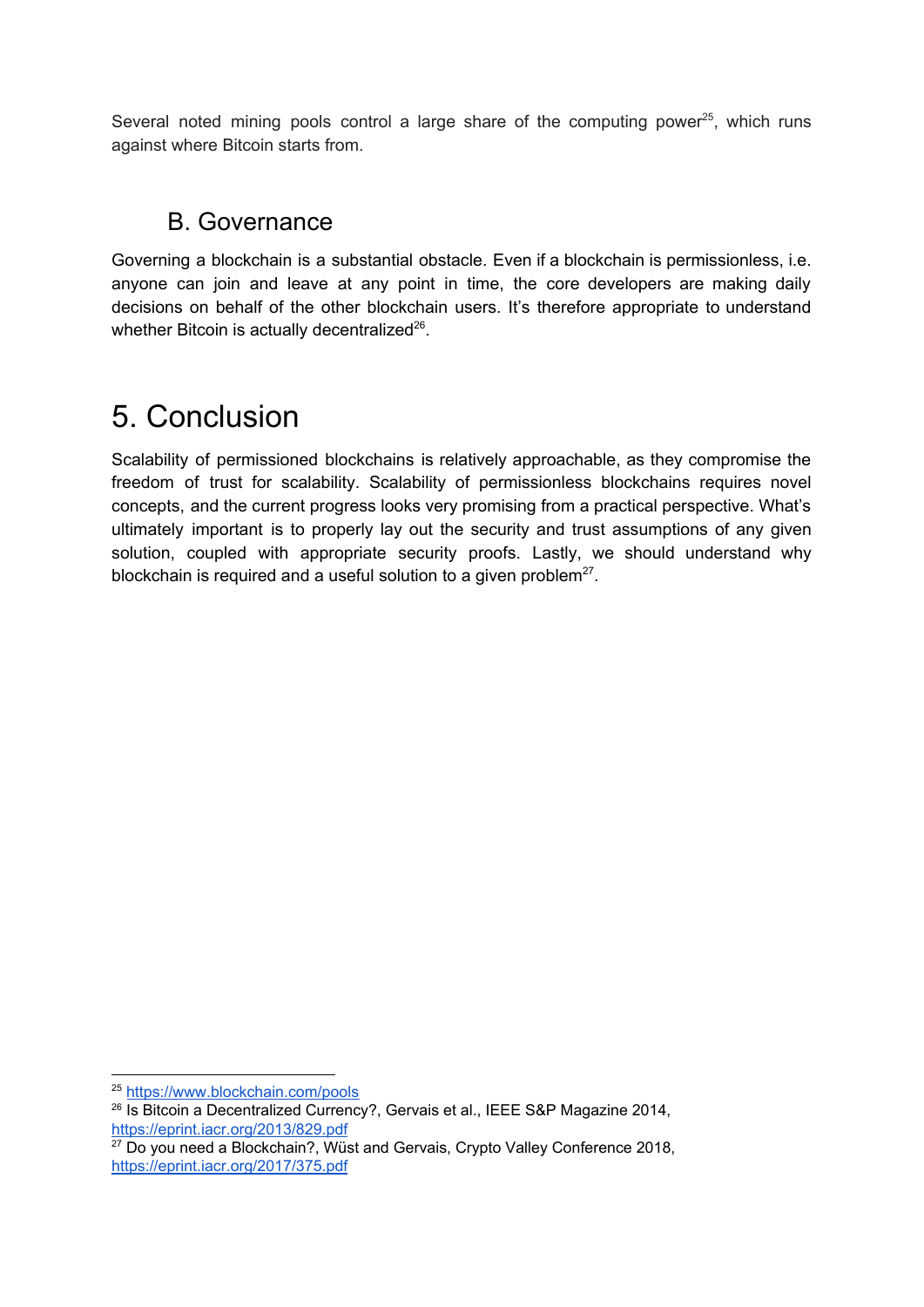Several noted mining pools control a large share of the computing power[25], which runs against where Bitcoin starts from.

### B. Governance

Governing a blockchain is a substantial obstacle. Even if a blockchain is permissionless, i.e. anyone can join and leave at any point in time, the core developers are making daily decisions on behalf of the other blockchain users. It's therefore appropriate to understand whether Bitcoin is actually decentralized[26].

# 5. Conclusion

Scalability of permissioned blockchains is relatively approachable, as they compromise the freedom of trust for scalability. Scalability of permissionless blockchains requires novel concepts, and the current progress looks very promising from a practical perspective. What's ultimately important is to properly lay out the security and trust assumptions of any given solution, coupled with appropriate security proofs. Lastly, we should understand why blockchain is required and a useful solution to a given problem[27].

---

[25] https://www.blockchain.com/pools

[26] Is Bitcoin a Decentralized Currency?, Gervais et al., IEEE S&P Magazine 2014, https://eprint.iacr.org/2013/829.pdf

[27] Do you need a Blockchain?, Wüst and Gervais, Crypto Valley Conference 2018, https://eprint.iacr.org/2017/375.pdf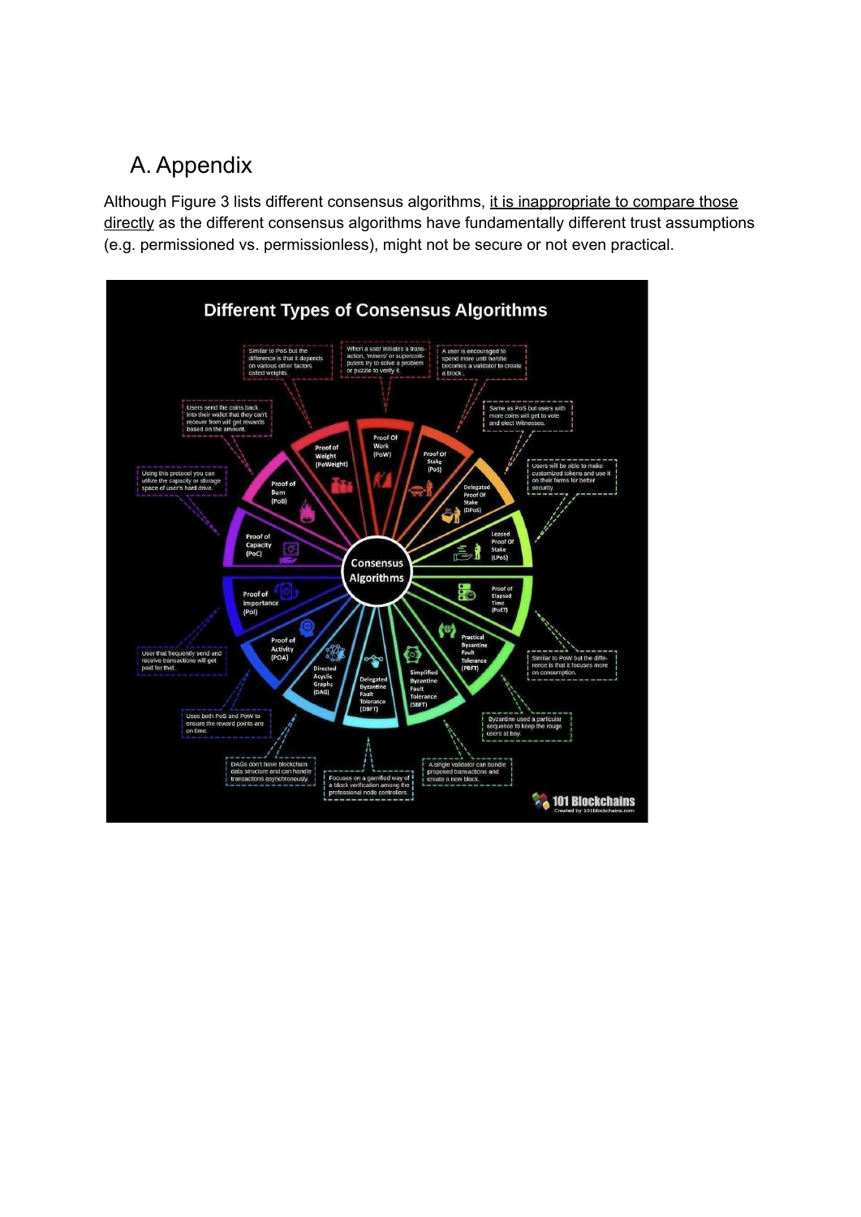# A. Appendix

Although Figure 3 lists different consensus algorithms, it is inappropriate to compare those directly as the different consensus algorithms have fundamentally different trust assumptions (e.g. permissioned vs. permissionless), might not be secure or not even practical.

Different Types of Consensus Algorithms

Consensus Algorithms

Proof Of Work (PoW)

When a user initiates a transaction, 'miners' or supercomputers try to solve a problem or puzzle to verify it.

Proof Of Stake (PoS)

A user is encouraged to spend more until he/she becomes a validator to create a block.

Delegated Proof Of Stake (DPoS)

Same as PoS but users with more coins will get to vote and elect Witnesses.

Leased Proof Of Stake (LPoS)

Users will be able to make customized tokens and use it on their farms for better security.

Proof of Elapsed Time (PoET)

Similar to PoW but the difference is that it focuses more on consumption.

Practical Byzantine Fault Tolerance (PBFT)

Byzantine used a particular sequence to keep the rouge users at bay.

Simplified Byzantine Fault Tolerance (SBFT)

A single validator can bundle proposed transactions and create a new block.

Delegated Byzantine Fault Tolerance (DBFT)

Focuses on a gamified way of a block verification among the professional node controllers.

Directed Acyclic Graphs (DAG)

DAGs don't have blockchain data structure and can handle transactions asynchronously.

Proof of Activity (POA)

Uses both PoS and PoW to ensure the reward points are on time.

Proof of Importance (PoI)

User that frequently send and receive transactions will get paid for that.

Proof of Capacity (PoC)

Using this protocol you can utilize the capacity or storage space of user's hard drive.

Proof of Burn (PoB)

Users send the coins back into their wallet that they can't recover from will get rewards based on the amount.

Proof of Weight (PoWeight)

Similar to PoS but the difference is that it depends on various other factors called weights.

101 Blockchains

Created by 101blockchains.com